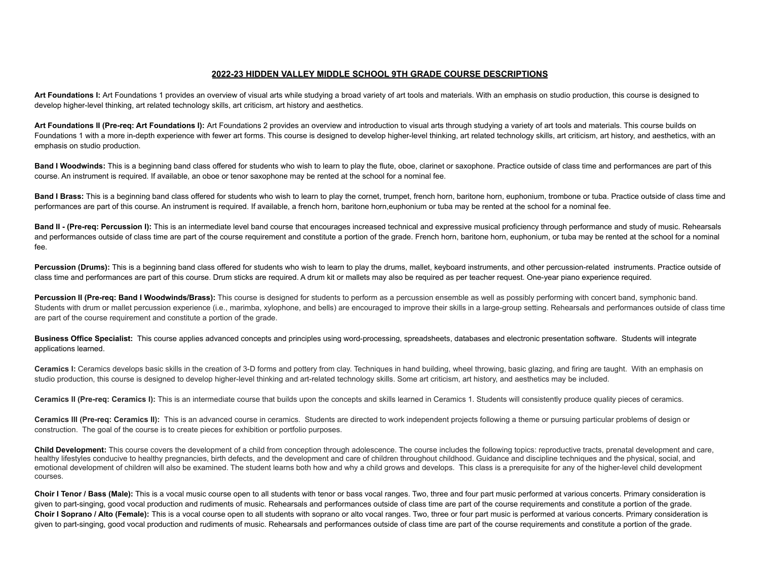# 2022-23 HIDDEN VALLEY MIDDLE SCHOOL 9TH GRADE COURSE DESCRIPTIONS

**Art Foundations I:** Art Foundations 1 provides an overview of visual arts while studying a broad variety of art tools and materials. With an emphasis on studio production, this course is designed to develop higher-level thinking, art related technology skills, art criticism, art history and aesthetics.

**Art Foundations II (Pre-req: Art Foundations I):** Art Foundations 2 provides an overview and introduction to visual arts through studying a variety of art tools and materials. This course builds on Foundations 1 with a more in-depth experience with fewer art forms. This course is designed to develop higher-level thinking, art related technology skills, art criticism, art history, and aesthetics, with an emphasis on studio production.

**Band I Woodwinds:** This is a beginning band class offered for students who wish to learn to play the flute, oboe, clarinet or saxophone. Practice outside of class time and performances are part of this course. An instrument is required. If available, an oboe or tenor saxophone may be rented at the school for a nominal fee.

**Band I Brass:** This is a beginning band class offered for students who wish to learn to play the cornet, trumpet, french horn, baritone horn, euphonium, trombone or tuba. Practice outside of class time and performances are part of this course. An instrument is required. If available, a french horn, baritone horn,euphonium or tuba may be rented at the school for a nominal fee.

**Band II - (Pre-req: Percussion I):** This is an intermediate level band course that encourages increased technical and expressive musical proficiency through performance and study of music. Rehearsals and performances outside of class time are part of the course requirement and constitute a portion of the grade. French horn, baritone horn, euphonium, or tuba may be rented at the school for a nominal fee.

**Percussion (Drums):** This is a beginning band class offered for students who wish to learn to play the drums, mallet, keyboard instruments, and other percussion-related instruments. Practice outside of class time and performances are part of this course. Drum sticks are required. A drum kit or mallets may also be required as per teacher request. One-year piano experience required.

**Percussion II (Pre-req: Band I Woodwinds/Brass):** This course is designed for students to perform as a percussion ensemble as well as possibly performing with concert band, symphonic band. Students with drum or mallet percussion experience (i.e., marimba, xylophone, and bells) are encouraged to improve their skills in a large-group setting. Rehearsals and performances outside of class time are part of the course requirement and constitute a portion of the grade.

**Business Office Specialist:** This course applies advanced concepts and principles using word-processing, spreadsheets, databases and electronic presentation software. Students will integrate applications learned.

**Ceramics I:** Ceramics develops basic skills in the creation of 3-D forms and pottery from clay. Techniques in hand building, wheel throwing, basic glazing, and firing are taught. With an emphasis on studio production, this course is designed to develop higher-level thinking and art-related technology skills. Some art criticism, art history, and aesthetics may be included.

**Ceramics II (Pre-req: Ceramics I):** This is an intermediate course that builds upon the concepts and skills learned in Ceramics 1. Students will consistently produce quality pieces of ceramics.

**Ceramics III (Pre-req: Ceramics II):** This is an advanced course in ceramics. Students are directed to work independent projects following a theme or pursuing particular problems of design or construction. The goal of the course is to create pieces for exhibition or portfolio purposes.

**Child Development:** This course covers the development of a child from conception through adolescence. The course includes the following topics: reproductive tracts, prenatal development and care, healthy lifestyles conducive to healthy pregnancies, birth defects, and the development and care of children throughout childhood. Guidance and discipline techniques and the physical, social, and emotional development of children will also be examined. The student learns both how and why a child grows and develops. This class is a prerequisite for any of the higher-level child development courses.

**Choir I Tenor / Bass (Male):** This is a vocal music course open to all students with tenor or bass vocal ranges. Two, three and four part music performed at various concerts. Primary consideration is given to part-singing, good vocal production and rudiments of music. Rehearsals and performances outside of class time are part of the course requirements and constitute a portion of the grade.

**Choir I Soprano / Alto (Female):** This is a vocal course open to all students with soprano or alto vocal ranges. Two, three or four part music is performed at various concerts. Primary consideration is given to part-singing, good vocal production and rudiments of music. Rehearsals and performances outside of class time are part of the course requirements and constitute a portion of the grade.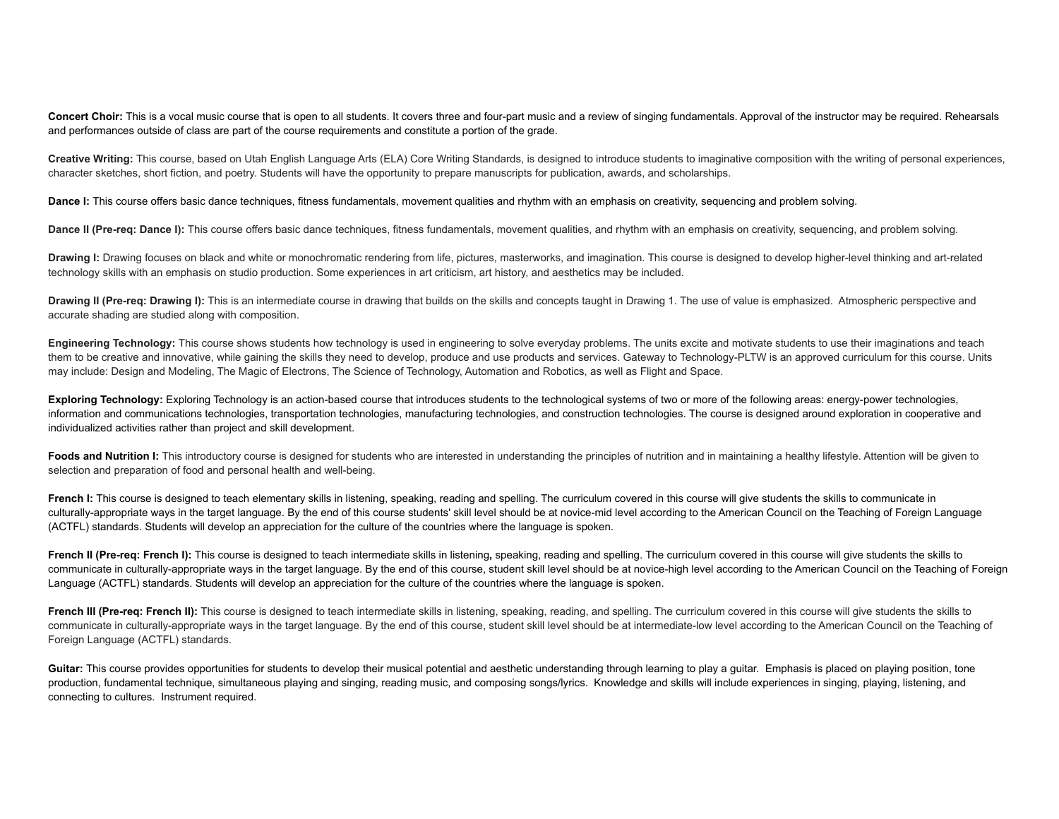**Concert Choir:** This is a vocal music course that is open to all students. It covers three and four-part music and a review of singing fundamentals. Approval of the instructor may be required. Rehearsals and performances outside of class are part of the course requirements and constitute a portion of the grade.

**Creative Writing:** This course, based on Utah English Language Arts (ELA) Core Writing Standards, is designed to introduce students to imaginative composition with the writing of personal experiences, character sketches, short fiction, and poetry. Students will have the opportunity to prepare manuscripts for publication, awards, and scholarships.

**Dance I:** This course offers basic dance techniques, fitness fundamentals, movement qualities and rhythm with an emphasis on creativity, sequencing and problem solving.

**Dance II (Pre-req: Dance I):** This course offers basic dance techniques, fitness fundamentals, movement qualities, and rhythm with an emphasis on creativity, sequencing, and problem solving.

**Drawing I:** Drawing focuses on black and white or monochromatic rendering from life, pictures, masterworks, and imagination. This course is designed to develop higher-level thinking and art-related technology skills with an emphasis on studio production. Some experiences in art criticism, art history, and aesthetics may be included.

**Drawing II (Pre-req: Drawing I):** This is an intermediate course in drawing that builds on the skills and concepts taught in Drawing 1. The use of value is emphasized. Atmospheric perspective and accurate shading are studied along with composition.

**Engineering Technology:** This course shows students how technology is used in engineering to solve everyday problems. The units excite and motivate students to use their imaginations and teach them to be creative and innovative, while gaining the skills they need to develop, produce and use products and services. Gateway to Technology-PLTW is an approved curriculum for this course. Units may include: Design and Modeling, The Magic of Electrons, The Science of Technology, Automation and Robotics, as well as Flight and Space.

**Exploring Technology:** Exploring Technology is an action-based course that introduces students to the technological systems of two or more of the following areas: energy-power technologies, information and communications technologies, transportation technologies, manufacturing technologies, and construction technologies. The course is designed around exploration in cooperative and individualized activities rather than project and skill development.

**Foods and Nutrition I:** This introductory course is designed for students who are interested in understanding the principles of nutrition and in maintaining a healthy lifestyle. Attention will be given to selection and preparation of food and personal health and well-being.

**French I:** This course is designed to teach elementary skills in listening, speaking, reading and spelling. The curriculum covered in this course will give students the skills to communicate in culturally-appropriate ways in the target language. By the end of this course students' skill level should be at novice-mid level according to the American Council on the Teaching of Foreign Language (ACTFL) standards. Students will develop an appreciation for the culture of the countries where the language is spoken.

**French II (Pre-req: French I):** This course is designed to teach intermediate skills in listening**,** speaking, reading and spelling. The curriculum covered in this course will give students the skills to communicate in culturally-appropriate ways in the target language. By the end of this course, student skill level should be at novice-high level according to the American Council on the Teaching of Foreign Language (ACTFL) standards. Students will develop an appreciation for the culture of the countries where the language is spoken.

**French III (Pre-req: French II):** This course is designed to teach intermediate skills in listening, speaking, reading, and spelling. The curriculum covered in this course will give students the skills to communicate in culturally-appropriate ways in the target language. By the end of this course, student skill level should be at intermediate-low level according to the American Council on the Teaching of Foreign Language (ACTFL) standards.

**Guitar:** This course provides opportunities for students to develop their musical potential and aesthetic understanding through learning to play a guitar. Emphasis is placed on playing position, tone production, fundamental technique, simultaneous playing and singing, reading music, and composing songs/lyrics. Knowledge and skills will include experiences in singing, playing, listening, and connecting to cultures. Instrument required.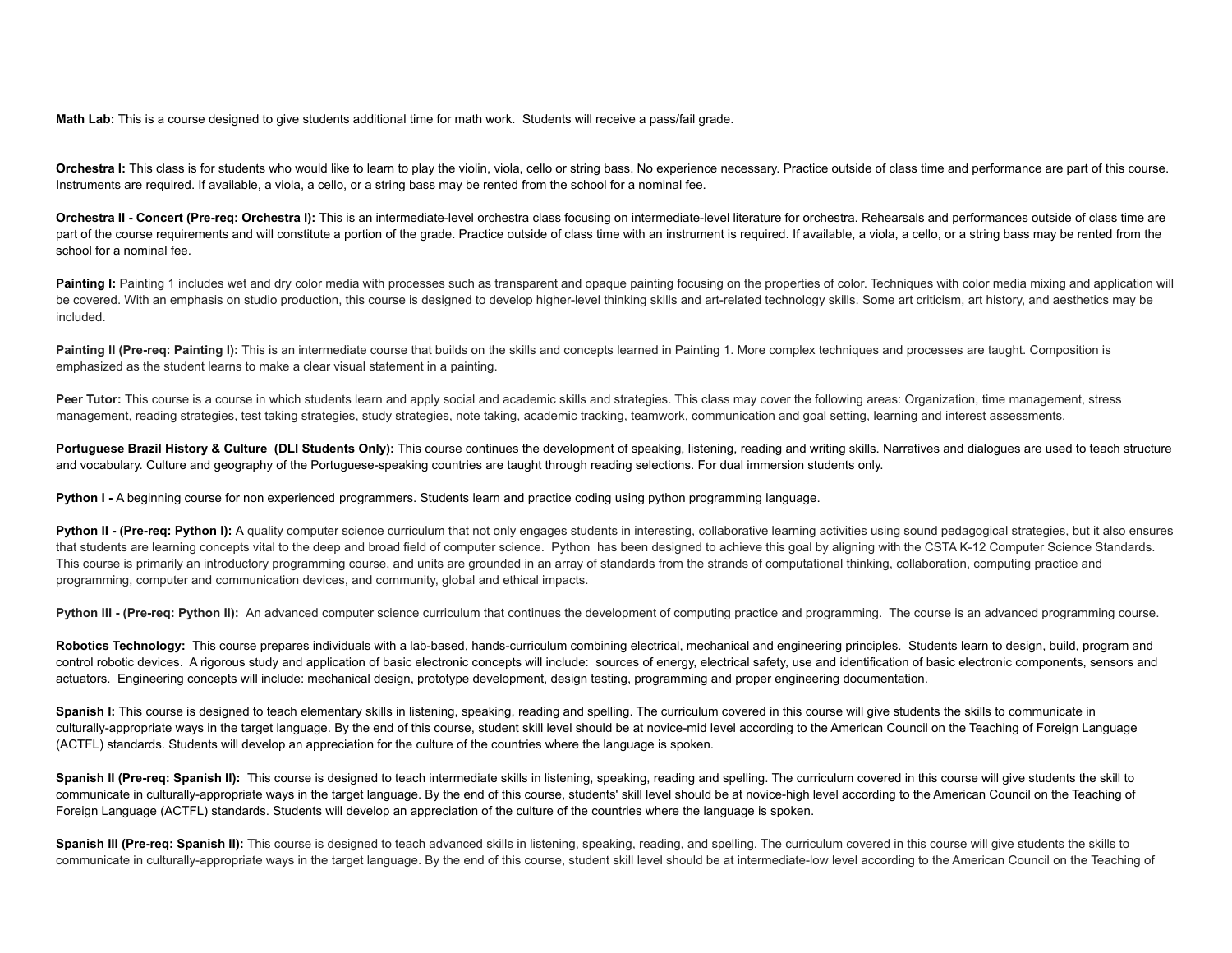**Math Lab:** This is a course designed to give students additional time for math work.  Students will receive a pass/fail grade.

**Orchestra I:** This class is for students who would like to learn to play the violin, viola, cello or string bass. No experience necessary. Practice outside of class time and performance are part of this course. Instruments are required. If available, a viola, a cello, or a string bass may be rented from the school for a nominal fee.

**Orchestra II - Concert (Pre-req: Orchestra I):** This is an intermediate-level orchestra class focusing on intermediate-level literature for orchestra. Rehearsals and performances outside of class time are part of the course requirements and will constitute a portion of the grade. Practice outside of class time with an instrument is required. If available, a viola, a cello, or a string bass may be rented from the school for a nominal fee.

**Painting I:** Painting 1 includes wet and dry color media with processes such as transparent and opaque painting focusing on the properties of color. Techniques with color media mixing and application will be covered. With an emphasis on studio production, this course is designed to develop higher-level thinking skills and art-related technology skills. Some art criticism, art history, and aesthetics may be included.

**Painting II (Pre-req: Painting I):** This is an intermediate course that builds on the skills and concepts learned in Painting 1. More complex techniques and processes are taught. Composition is emphasized as the student learns to make a clear visual statement in a painting.

**Peer Tutor:** This course is a course in which students learn and apply social and academic skills and strategies. This class may cover the following areas: Organization, time management, stress management, reading strategies, test taking strategies, study strategies, note taking, academic tracking, teamwork, communication and goal setting, learning and interest assessments.

**Portuguese Brazil History & Culture  (DLI Students Only):** This course continues the development of speaking, listening, reading and writing skills. Narratives and dialogues are used to teach structure and vocabulary. Culture and geography of the Portuguese-speaking countries are taught through reading selections. For dual immersion students only.

**Python I -** A beginning course for non experienced programmers. Students learn and practice coding using python programming language.

**Python II - (Pre-req: Python I):** A quality computer science curriculum that not only engages students in interesting, collaborative learning activities using sound pedagogical strategies, but it also ensures that students are learning concepts vital to the deep and broad field of computer science.  Python  has been designed to achieve this goal by aligning with the CSTA K-12 Computer Science Standards. This course is primarily an introductory programming course, and units are grounded in an array of standards from the strands of computational thinking, collaboration, computing practice and programming, computer and communication devices, and community, global and ethical impacts.

**Python III - (Pre-req: Python II):**  An advanced computer science curriculum that continues the development of computing practice and programming.  The course is an advanced programming course.

**Robotics Technology:**  This course prepares individuals with a lab-based, hands-curriculum combining electrical, mechanical and engineering principles.  Students learn to design, build, program and control robotic devices.  A rigorous study and application of basic electronic concepts will include:  sources of energy, electrical safety, use and identification of basic electronic components, sensors and actuators.  Engineering concepts will include: mechanical design, prototype development, design testing, programming and proper engineering documentation.

**Spanish I:** This course is designed to teach elementary skills in listening, speaking, reading and spelling. The curriculum covered in this course will give students the skills to communicate in culturally-appropriate ways in the target language. By the end of this course, student skill level should be at novice-mid level according to the American Council on the Teaching of Foreign Language (ACTFL) standards. Students will develop an appreciation for the culture of the countries where the language is spoken.

**Spanish II (Pre-req: Spanish II):**  This course is designed to teach intermediate skills in listening, speaking, reading and spelling. The curriculum covered in this course will give students the skill to communicate in culturally-appropriate ways in the target language. By the end of this course, students' skill level should be at novice-high level according to the American Council on the Teaching of Foreign Language (ACTFL) standards. Students will develop an appreciation of the culture of the countries where the language is spoken.

**Spanish III (Pre-req: Spanish II):** This course is designed to teach advanced skills in listening, speaking, reading, and spelling. The curriculum covered in this course will give students the skills to communicate in culturally-appropriate ways in the target language. By the end of this course, student skill level should be at intermediate-low level according to the American Council on the Teaching of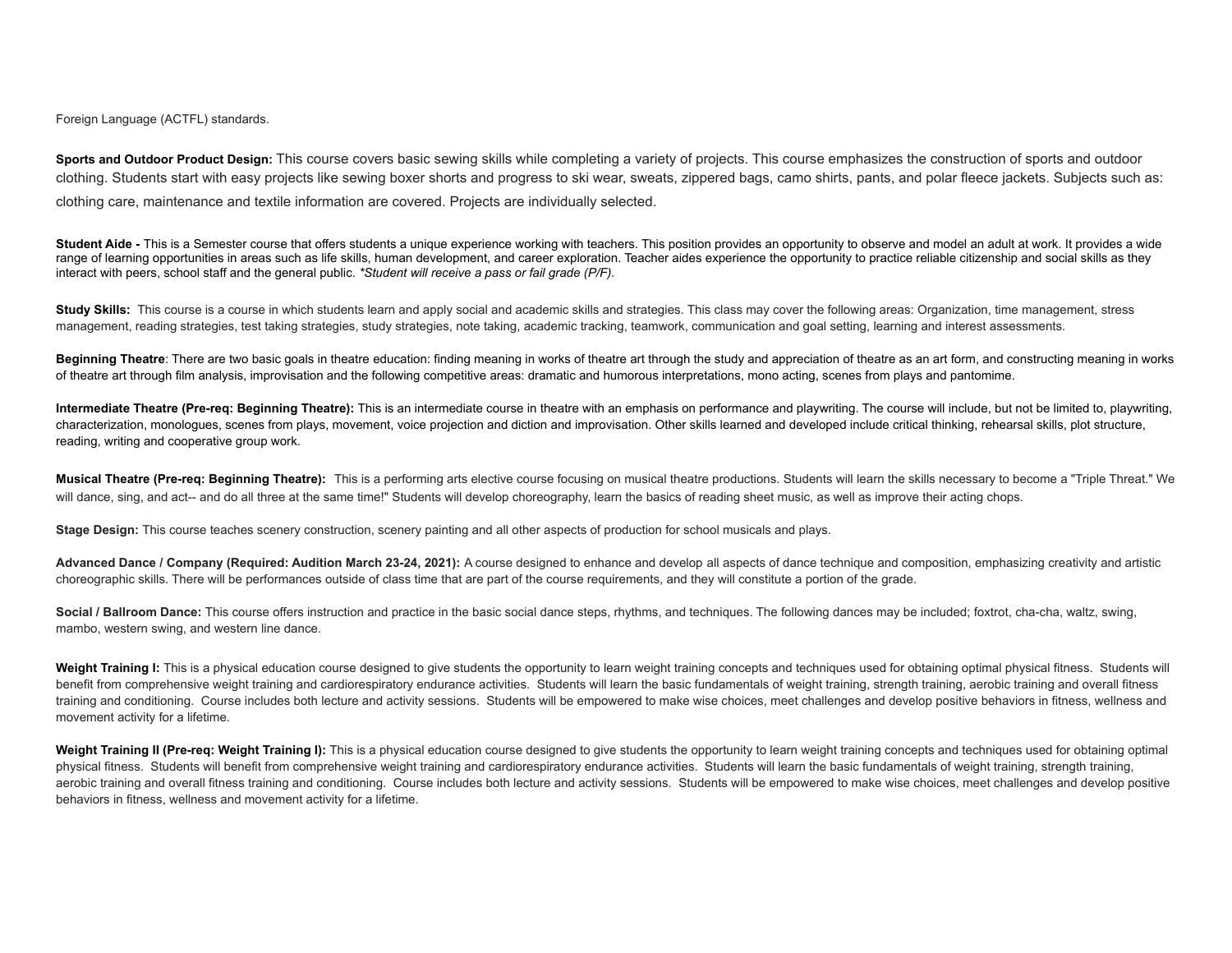Foreign Language (ACTFL) standards.

**Sports and Outdoor Product Design:** This course covers basic sewing skills while completing a variety of projects. This course emphasizes the construction of sports and outdoor clothing. Students start with easy projects like sewing boxer shorts and progress to ski wear, sweats, zippered bags, camo shirts, pants, and polar fleece jackets. Subjects such as: clothing care, maintenance and textile information are covered. Projects are individually selected.

**Student Aide -** This is a Semester course that offers students a unique experience working with teachers. This position provides an opportunity to observe and model an adult at work. It provides a wide range of learning opportunities in areas such as life skills, human development, and career exploration. Teacher aides experience the opportunity to practice reliable citizenship and social skills as they interact with peers, school staff and the general public. *\*Student will receive a pass or fail grade (P/F).*

**Study Skills:** This course is a course in which students learn and apply social and academic skills and strategies. This class may cover the following areas: Organization, time management, stress management, reading strategies, test taking strategies, study strategies, note taking, academic tracking, teamwork, communication and goal setting, learning and interest assessments.

**Beginning Theatre**: There are two basic goals in theatre education: finding meaning in works of theatre art through the study and appreciation of theatre as an art form, and constructing meaning in works of theatre art through film analysis, improvisation and the following competitive areas: dramatic and humorous interpretations, mono acting, scenes from plays and pantomime.

**Intermediate Theatre (Pre-req: Beginning Theatre):** This is an intermediate course in theatre with an emphasis on performance and playwriting. The course will include, but not be limited to, playwriting, characterization, monologues, scenes from plays, movement, voice projection and diction and improvisation. Other skills learned and developed include critical thinking, rehearsal skills, plot structure, reading, writing and cooperative group work.

**Musical Theatre (Pre-req: Beginning Theatre):** This is a performing arts elective course focusing on musical theatre productions. Students will learn the skills necessary to become a "Triple Threat." We will dance, sing, and act-- and do all three at the same time!" Students will develop choreography, learn the basics of reading sheet music, as well as improve their acting chops.

**Stage Design:** This course teaches scenery construction, scenery painting and all other aspects of production for school musicals and plays.

**Advanced Dance / Company (Required: Audition March 23-24, 2021):** A course designed to enhance and develop all aspects of dance technique and composition, emphasizing creativity and artistic choreographic skills. There will be performances outside of class time that are part of the course requirements, and they will constitute a portion of the grade.

**Social / Ballroom Dance:** This course offers instruction and practice in the basic social dance steps, rhythms, and techniques. The following dances may be included; foxtrot, cha-cha, waltz, swing, mambo, western swing, and western line dance.

**Weight Training I:** This is a physical education course designed to give students the opportunity to learn weight training concepts and techniques used for obtaining optimal physical fitness. Students will benefit from comprehensive weight training and cardiorespiratory endurance activities. Students will learn the basic fundamentals of weight training, strength training, aerobic training and overall fitness training and conditioning. Course includes both lecture and activity sessions. Students will be empowered to make wise choices, meet challenges and develop positive behaviors in fitness, wellness and movement activity for a lifetime.

**Weight Training II (Pre-req: Weight Training I):** This is a physical education course designed to give students the opportunity to learn weight training concepts and techniques used for obtaining optimal physical fitness. Students will benefit from comprehensive weight training and cardiorespiratory endurance activities. Students will learn the basic fundamentals of weight training, strength training, aerobic training and overall fitness training and conditioning. Course includes both lecture and activity sessions. Students will be empowered to make wise choices, meet challenges and develop positive behaviors in fitness, wellness and movement activity for a lifetime.